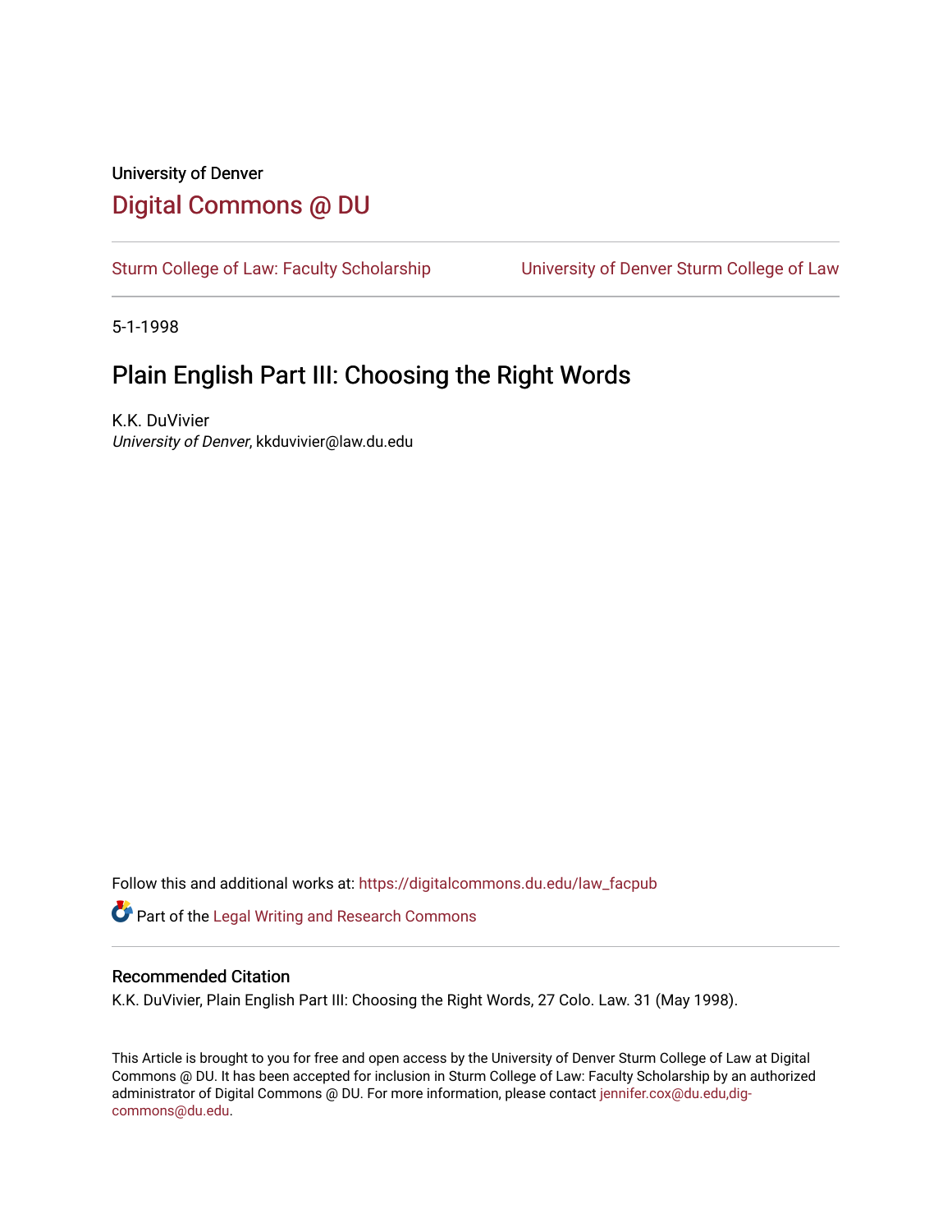University of Denver

# Digital Commons @ DU

Sturm College of Law: Faculty Scholarship | University of Denver Sturm College of Law

5-1-1998

## Plain English Part III: Choosing the Right Words

K.K. DuVivier
*University of Denver*, kkduvivier@law.du.edu

Follow this and additional works at: https://digitalcommons.du.edu/law_facpub

Part of the Legal Writing and Research Commons

### Recommended Citation

K.K. DuVivier, Plain English Part III: Choosing the Right Words, 27 Colo. Law. 31 (May 1998).

This Article is brought to you for free and open access by the University of Denver Sturm College of Law at Digital Commons @ DU. It has been accepted for inclusion in Sturm College of Law: Faculty Scholarship by an authorized administrator of Digital Commons @ DU. For more information, please contact jennifer.cox@du.edu,dig-commons@du.edu.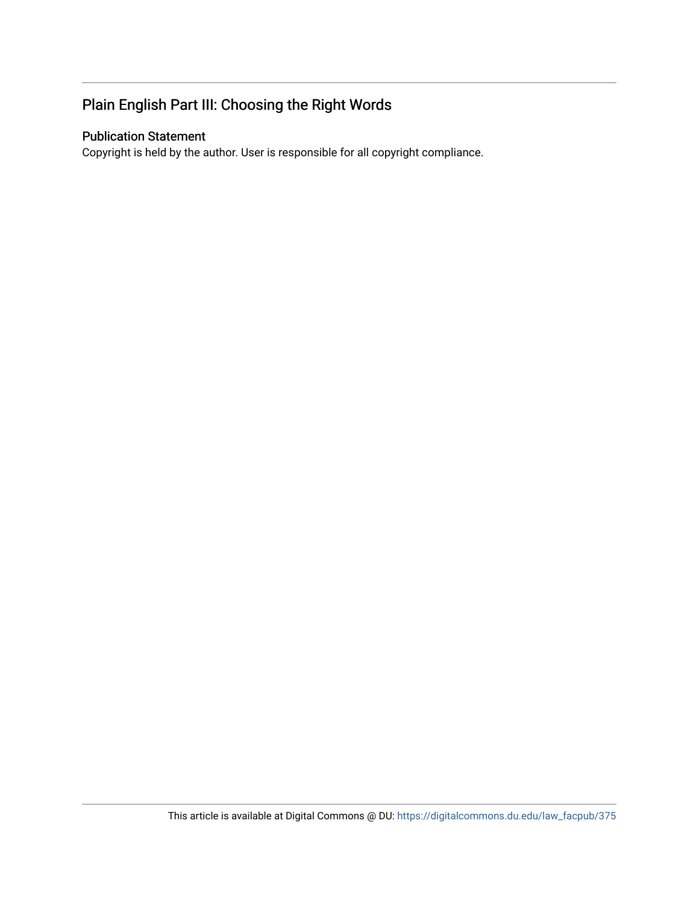## Plain English Part III: Choosing the Right Words

### Publication Statement

Copyright is held by the author. User is responsible for all copyright compliance.

This article is available at Digital Commons @ DU: https://digitalcommons.du.edu/law_facpub/375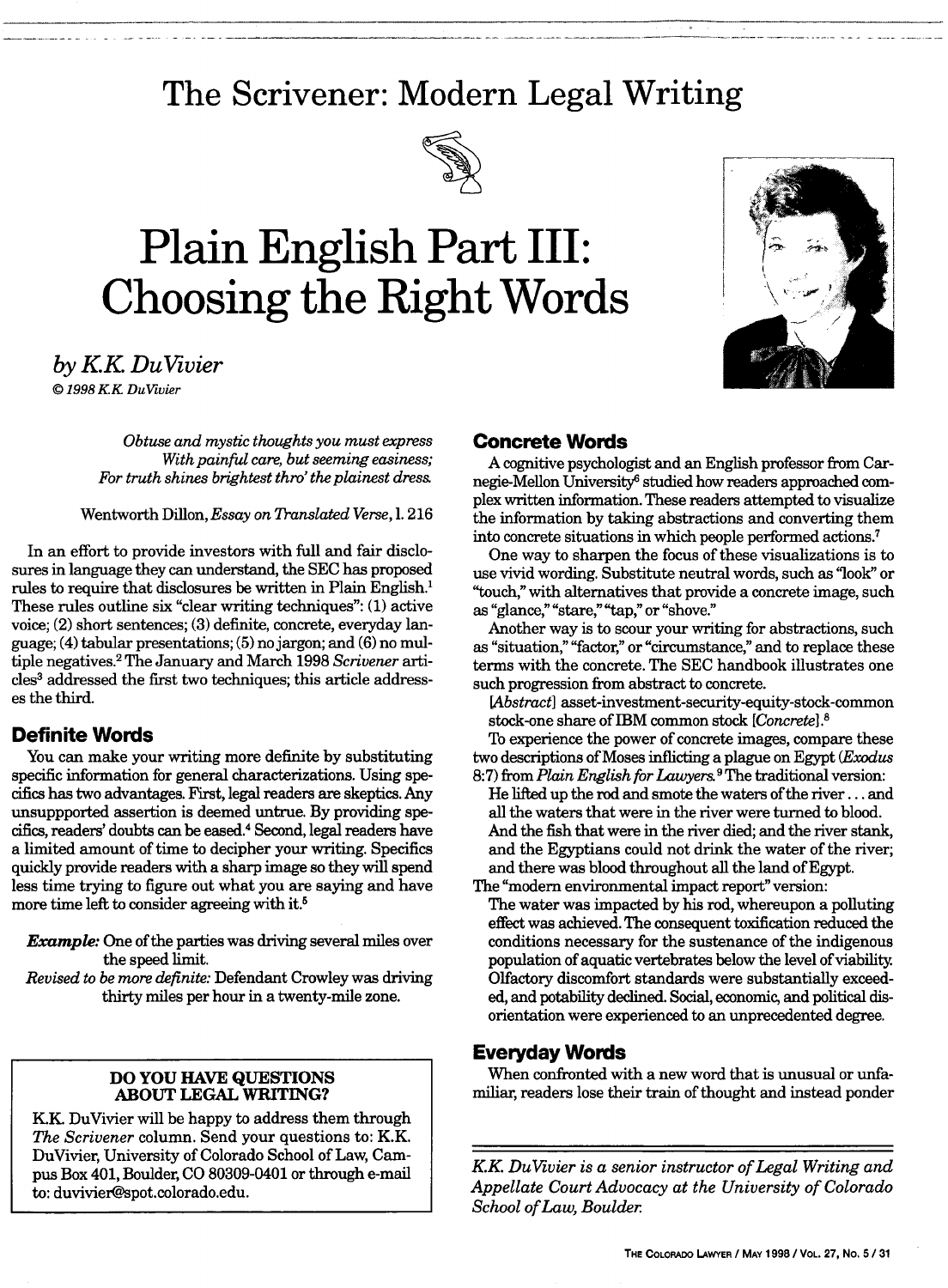# The Scrivener: Modern Legal Writing

# Plain English Part III: Choosing the Right Words

*by K.K. DuVivier*

*© 1998 K.K. DuVivier*

> *Obtuse and mystic thoughts you must express*
> *With painful care, but seeming easiness;*
> *For truth shines brightest thro' the plainest dress.*
>
> Wentworth Dillon, *Essay on Translated Verse*, l. 216

In an effort to provide investors with full and fair disclosures in language they can understand, the SEC has proposed rules to require that disclosures be written in Plain English.[1] These rules outline six "clear writing techniques": (1) active voice; (2) short sentences; (3) definite, concrete, everyday language; (4) tabular presentations; (5) no jargon; and (6) no multiple negatives.[2] The January and March 1998 *Scrivener* articles[3] addressed the first two techniques; this article addresses the third.

## Definite Words

You can make your writing more definite by substituting specific information for general characterizations. Using specifics has two advantages. First, legal readers are skeptics. Any unsuppported assertion is deemed untrue. By providing specifics, readers' doubts can be eased.[4] Second, legal readers have a limited amount of time to decipher your writing. Specifics quickly provide readers with a sharp image so they will spend less time trying to figure out what you are saying and have more time left to consider agreeing with it.[5]

***Example:*** One of the parties was driving several miles over the speed limit.

*Revised to be more definite:* Defendant Crowley was driving thirty miles per hour in a twenty-mile zone.

> **DO YOU HAVE QUESTIONS ABOUT LEGAL WRITING?**
>
> K.K. DuVivier will be happy to address them through *The Scrivener* column. Send your questions to: K.K. DuVivier, University of Colorado School of Law, Campus Box 401, Boulder, CO 80309-0401 or through e-mail to: duvivier@spot.colorado.edu.

## Concrete Words

A cognitive psychologist and an English professor from Carnegie-Mellon University[6] studied how readers approached complex written information. These readers attempted to visualize the information by taking abstractions and converting them into concrete situations in which people performed actions.[7]

One way to sharpen the focus of these visualizations is to use vivid wording. Substitute neutral words, such as "look" or "touch," with alternatives that provide a concrete image, such as "glance," "stare," "tap," or "shove."

Another way is to scour your writing for abstractions, such as "situation," "factor," or "circumstance," and to replace these terms with the concrete. The SEC handbook illustrates one such progression from abstract to concrete.

[*Abstract*] asset-investment-security-equity-stock-common stock-one share of IBM common stock [*Concrete*].[8]

To experience the power of concrete images, compare these two descriptions of Moses inflicting a plague on Egypt (*Exodus* 8:7) from *Plain English for Lawyers*.[9] The traditional version:

> He lifted up the rod and smote the waters of the river . . . and all the waters that were in the river were turned to blood. And the fish that were in the river died; and the river stank, and the Egyptians could not drink the water of the river; and there was blood throughout all the land of Egypt.

The "modern environmental impact report" version:

> The water was impacted by his rod, whereupon a polluting effect was achieved. The consequent toxification reduced the conditions necessary for the sustenance of the indigenous population of aquatic vertebrates below the level of viability. Olfactory discomfort standards were substantially exceeded, and potability declined. Social, economic, and political disorientation were experienced to an unprecedented degree.

## Everyday Words

When confronted with a new word that is unusual or unfamiliar, readers lose their train of thought and instead ponder

---

*K.K. DuVivier is a senior instructor of Legal Writing and Appellate Court Advocacy at the University of Colorado School of Law, Boulder.*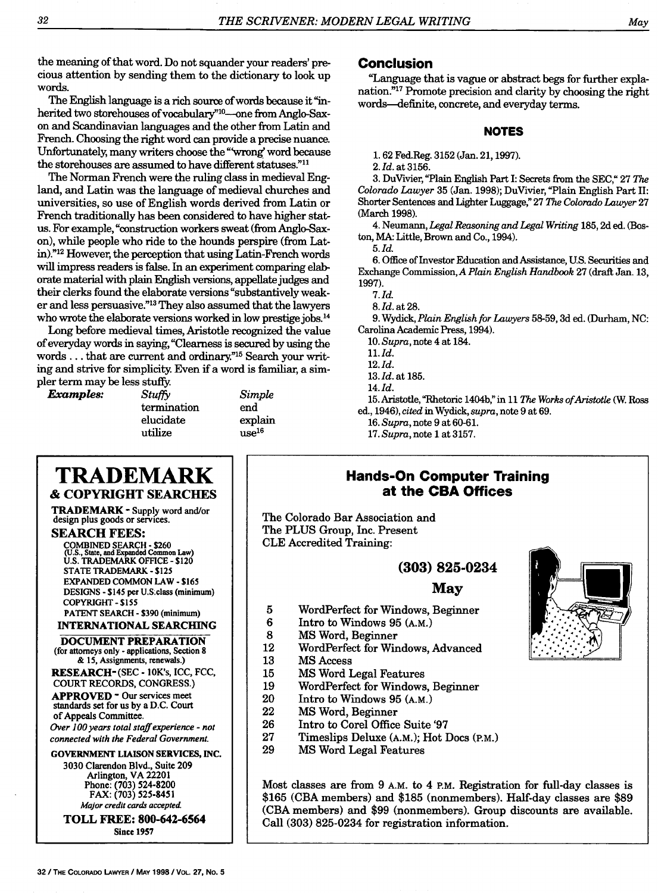the meaning of that word. Do not squander your readers' precious attention by sending them to the dictionary to look up words.

The English language is a rich source of words because it "inherited two storehouses of vocabulary"[10]—one from Anglo-Saxon and Scandinavian languages and the other from Latin and French. Choosing the right word can provide a precise nuance. Unfortunately, many writers choose the "wrong" word because the storehouses are assumed to have different statuses."[11]

The Norman French were the ruling class in medieval England, and Latin was the language of medieval churches and universities, so use of English words derived from Latin or French traditionally has been considered to have higher status. For example, "construction workers sweat (from Anglo-Saxon), while people who ride to the hounds perspire (from Latin)."[12] However, the perception that using Latin-French words will impress readers is false. In an experiment comparing elaborate material with plain English versions, appellate judges and their clerks found the elaborate versions "substantively weaker and less persuasive."[13] They also assumed that the lawyers who wrote the elaborate versions worked in low prestige jobs.[14]

Long before medieval times, Aristotle recognized the value of everyday words in saying, "Clearness is secured by using the words . . . that are current and ordinary."[15] Search your writing and strive for simplicity. Even if a word is familiar, a simpler term may be less stuffy.

| ***Examples:*** | *Stuffy* | *Simple* |
|---|---|---|
| | termination | end |
| | elucidate | explain |
| | utilize | use[16] |

## Conclusion

"Language that is vague or abstract begs for further explanation."[17] Promote precision and clarity by choosing the right words—definite, concrete, and everyday terms.

### NOTES

1. 62 Fed.Reg. 3152 (Jan. 21, 1997).
2. *Id.* at 3156.
3. DuVivier, "Plain English Part I: Secrets from the SEC," 27 *The Colorado Lawyer* 35 (Jan. 1998); DuVivier, "Plain English Part II: Shorter Sentences and Lighter Luggage," 27 *The Colorado Lawyer* 27 (March 1998).
4. Neumann, *Legal Reasoning and Legal Writing* 185, 2d ed. (Boston, MA: Little, Brown and Co., 1994).
5. *Id.*
6. Office of Investor Education and Assistance, U.S. Securities and Exchange Commission, *A Plain English Handbook* 27 (draft Jan. 13, 1997).
7. *Id.*
8. *Id.* at 28.
9. Wydick, *Plain English for Lawyers* 58-59, 3d ed. (Durham, NC: Carolina Academic Press, 1994).
10. *Supra*, note 4 at 184.
11. *Id.*
12. *Id.*
13. *Id.* at 185.
14. *Id.*
15. Aristotle, "Rhetoric 1404b," in 11 *The Works of Aristotle* (W. Ross ed., 1946), *cited* in Wydick, *supra*, note 9 at 69.
16. *Supra*, note 9 at 60-61.
17. *Supra*, note 1 at 3157.

# TRADEMARK
## & COPYRIGHT SEARCHES

**TRADEMARK** - Supply word and/or design plus goods or services.

**SEARCH FEES:**

COMBINED SEARCH - $260
(U.S., State, and Expanded Common Law)
U.S. TRADEMARK OFFICE - $120
STATE TRADEMARK - $125
EXPANDED COMMON LAW - $165
DESIGNS - $145 per U.S.class (minimum)
COPYRIGHT - $155
PATENT SEARCH - $390 (minimum)

**INTERNATIONAL SEARCHING**

**DOCUMENT PREPARATION**
(for attorneys only - applications, Section 8 & 15, Assignments, renewals.)

**RESEARCH**-(SEC - 10K's, ICC, FCC, COURT RECORDS, CONGRESS.)

**APPROVED** - Our services meet standards set for us by a D.C. Court of Appeals Committee.

*Over 100 years total staff experience - not connected with the Federal Government.*

**GOVERNMENT LIAISON SERVICES, INC.**
3030 Clarendon Blvd., Suite 209
Arlington, VA 22201
Phone: (703) 524-8200
FAX: (703) 525-8451
*Major credit cards accepted.*

**TOLL FREE: 800-642-6564**
**Since 1957**

## Hands-On Computer Training at the CBA Offices

The Colorado Bar Association and
The PLUS Group, Inc. Present
CLE Accredited Training:

**(303) 825-0234**

**May**

| | |
|---|---|
| 5 | WordPerfect for Windows, Beginner |
| 6 | Intro to Windows 95 (A.M.) |
| 8 | MS Word, Beginner |
| 12 | WordPerfect for Windows, Advanced |
| 13 | MS Access |
| 15 | MS Word Legal Features |
| 19 | WordPerfect for Windows, Beginner |
| 20 | Intro to Windows 95 (A.M.) |
| 22 | MS Word, Beginner |
| 26 | Intro to Corel Office Suite '97 |
| 27 | Timeslips Deluxe (A.M.); Hot Docs (P.M.) |
| 29 | MS Word Legal Features |

Most classes are from 9 A.M. to 4 P.M. Registration for full-day classes is $165 (CBA members) and $185 (nonmembers). Half-day classes are $89 (CBA members) and $99 (nonmembers). Group discounts are available. Call (303) 825-0234 for registration information.